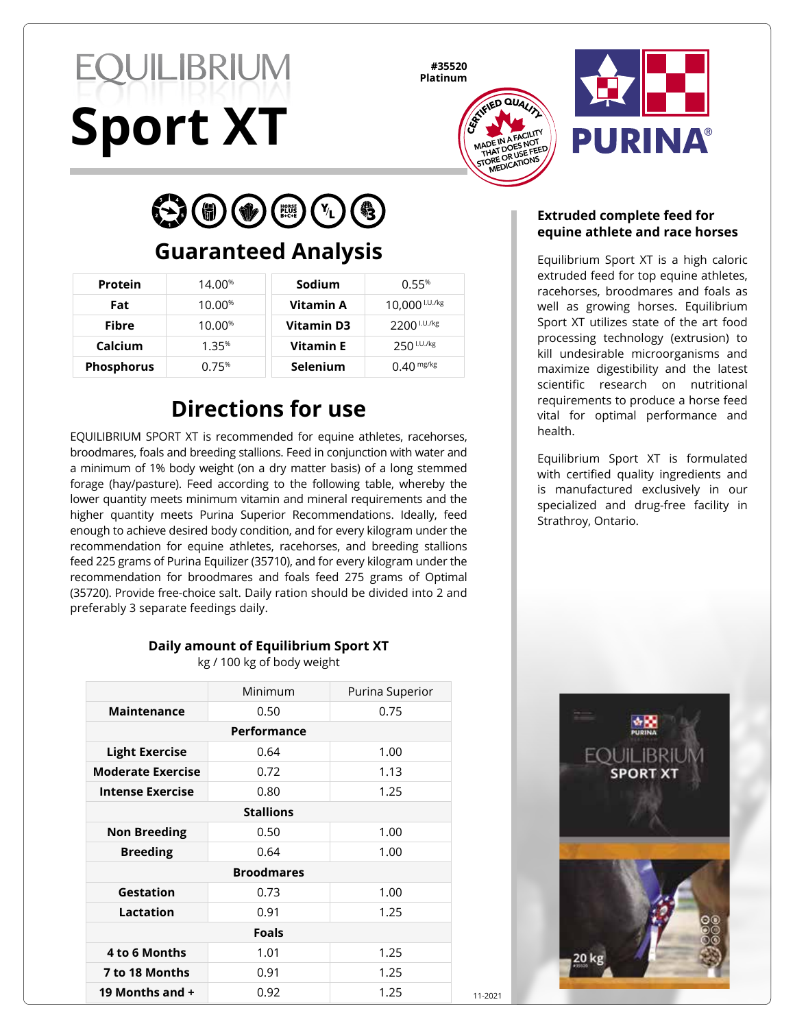# EQUILIBRIUM Sport XT

**#35520**
**Platinum**

CERTIFIED QUALITY — MADE IN A FACILITY THAT DOES NOT STORE OR USE FEED MEDICATIONS

PURINA®

## Guaranteed Analysis

| Protein | 14.00% | Sodium | 0.55% |
|---|---|---|---|
| Fat | 10.00% | Vitamin A | 10,000 I.U./kg |
| Fibre | 10.00% | Vitamin D3 | 2200 I.U./kg |
| Calcium | 1.35% | Vitamin E | 250 I.U./kg |
| Phosphorus | 0.75% | Selenium | 0.40 mg/kg |

## Directions for use

EQUILIBRIUM SPORT XT is recommended for equine athletes, racehorses, broodmares, foals and breeding stallions. Feed in conjunction with water and a minimum of 1% body weight (on a dry matter basis) of a long stemmed forage (hay/pasture). Feed according to the following table, whereby the lower quantity meets minimum vitamin and mineral requirements and the higher quantity meets Purina Superior Recommendations. Ideally, feed enough to achieve desired body condition, and for every kilogram under the recommendation for equine athletes, racehorses, and breeding stallions feed 225 grams of Purina Equilizer (35710), and for every kilogram under the recommendation for broodmares and foals feed 275 grams of Optimal (35720). Provide free-choice salt. Daily ration should be divided into 2 and preferably 3 separate feedings daily.

**Daily amount of Equilibrium Sport XT**
kg / 100 kg of body weight

| | Minimum | Purina Superior |
|---|---|---|
| **Maintenance** | 0.50 | 0.75 |
| **Performance** | | |
| **Light Exercise** | 0.64 | 1.00 |
| **Moderate Exercise** | 0.72 | 1.13 |
| **Intense Exercise** | 0.80 | 1.25 |
| **Stallions** | | |
| **Non Breeding** | 0.50 | 1.00 |
| **Breeding** | 0.64 | 1.00 |
| **Broodmares** | | |
| **Gestation** | 0.73 | 1.00 |
| **Lactation** | 0.91 | 1.25 |
| **Foals** | | |
| **4 to 6 Months** | 1.01 | 1.25 |
| **7 to 18 Months** | 0.91 | 1.25 |
| **19 Months and +** | 0.92 | 1.25 |

### Extruded complete feed for equine athlete and race horses

Equilibrium Sport XT is a high caloric extruded feed for top equine athletes, racehorses, broodmares and foals as well as growing horses. Equilibrium Sport XT utilizes state of the art food processing technology (extrusion) to kill undesirable microorganisms and maximize digestibility and the latest scientific research on nutritional requirements to produce a horse feed vital for optimal performance and health.

Equilibrium Sport XT is formulated with certified quality ingredients and is manufactured exclusively in our specialized and drug-free facility in Strathroy, Ontario.

11-2021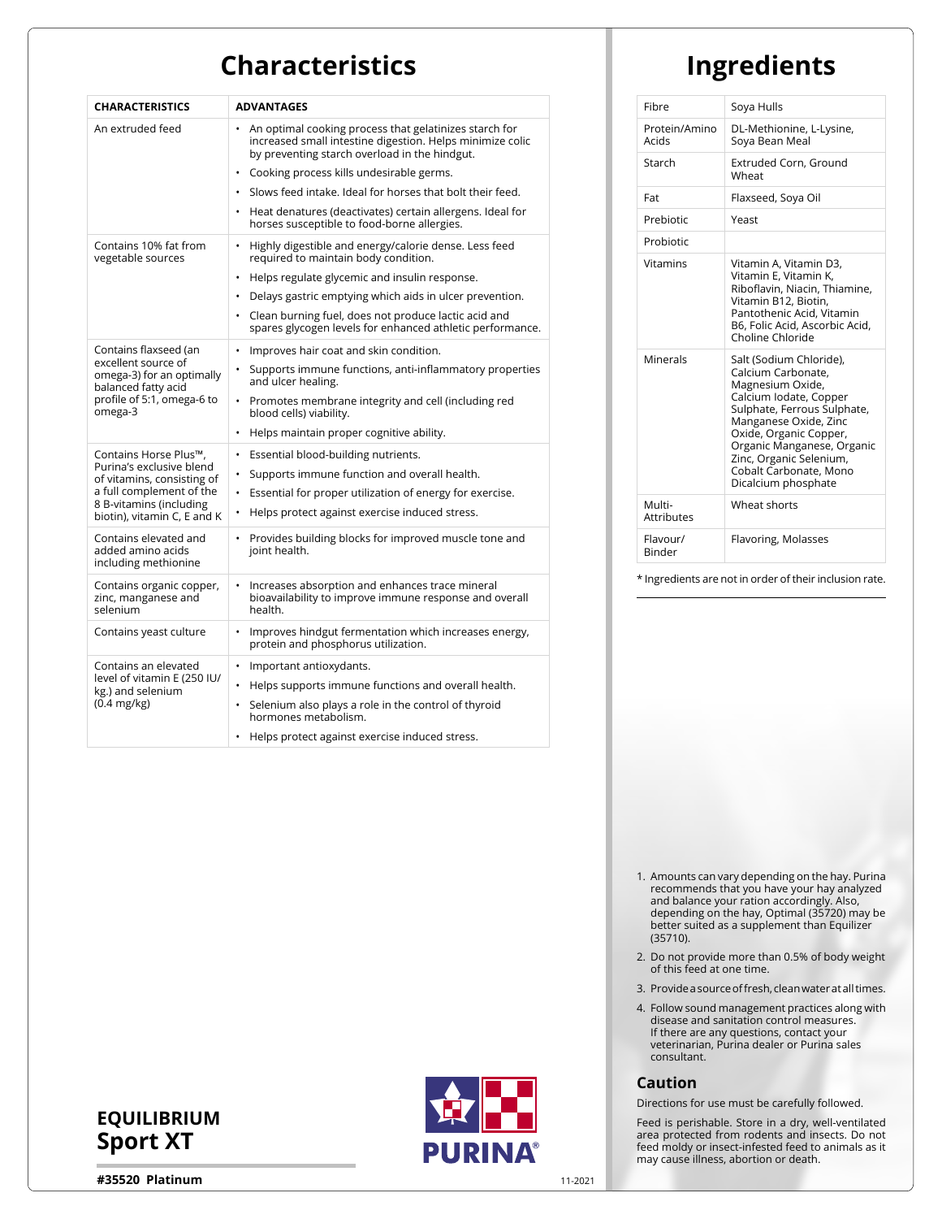# Characteristics

| CHARACTERISTICS | ADVANTAGES |
|---|---|
| An extruded feed | • An optimal cooking process that gelatinizes starch for increased small intestine digestion. Helps minimize colic by preventing starch overload in the hindgut.<br>• Cooking process kills undesirable germs.<br>• Slows feed intake. Ideal for horses that bolt their feed.<br>• Heat denatures (deactivates) certain allergens. Ideal for horses susceptible to food-borne allergies. |
| Contains 10% fat from vegetable sources | • Highly digestible and energy/calorie dense. Less feed required to maintain body condition.<br>• Helps regulate glycemic and insulin response.<br>• Delays gastric emptying which aids in ulcer prevention.<br>• Clean burning fuel, does not produce lactic acid and spares glycogen levels for enhanced athletic performance. |
| Contains flaxseed (an excellent source of omega-3) for an optimally balanced fatty acid profile of 5:1, omega-6 to omega-3 | • Improves hair coat and skin condition.<br>• Supports immune functions, anti-inflammatory properties and ulcer healing.<br>• Promotes membrane integrity and cell (including red blood cells) viability.<br>• Helps maintain proper cognitive ability. |
| Contains Horse Plus™, Purina's exclusive blend of vitamins, consisting of a full complement of the 8 B-vitamins (including biotin), vitamin C, E and K | • Essential blood-building nutrients.<br>• Supports immune function and overall health.<br>• Essential for proper utilization of energy for exercise.<br>• Helps protect against exercise induced stress. |
| Contains elevated and added amino acids including methionine | • Provides building blocks for improved muscle tone and joint health. |
| Contains organic copper, zinc, manganese and selenium | • Increases absorption and enhances trace mineral bioavailability to improve immune response and overall health. |
| Contains yeast culture | • Improves hindgut fermentation which increases energy, protein and phosphorus utilization. |
| Contains an elevated level of vitamin E (250 IU/ kg.) and selenium (0.4 mg/kg) | • Important antioxydants.<br>• Helps supports immune functions and overall health.<br>• Selenium also plays a role in the control of thyroid hormones metabolism.<br>• Helps protect against exercise induced stress. |

# Ingredients

| | |
|---|---|
| Fibre | Soya Hulls |
| Protein/Amino Acids | DL-Methionine, L-Lysine, Soya Bean Meal |
| Starch | Extruded Corn, Ground Wheat |
| Fat | Flaxseed, Soya Oil |
| Prebiotic | Yeast |
| Probiotic | |
| Vitamins | Vitamin A, Vitamin D3, Vitamin E, Vitamin K, Riboflavin, Niacin, Thiamine, Vitamin B12, Biotin, Pantothenic Acid, Vitamin B6, Folic Acid, Ascorbic Acid, Choline Chloride |
| Minerals | Salt (Sodium Chloride), Calcium Carbonate, Magnesium Oxide, Calcium Iodate, Copper Sulphate, Ferrous Sulphate, Manganese Oxide, Zinc Oxide, Organic Copper, Organic Manganese, Organic Zinc, Organic Selenium, Cobalt Carbonate, Mono Dicalcium phosphate |
| Multi-Attributes | Wheat shorts |
| Flavour/ Binder | Flavoring, Molasses |

* Ingredients are not in order of their inclusion rate.

1. Amounts can vary depending on the hay. Purina recommends that you have your hay analyzed and balance your ration accordingly. Also, depending on the hay, Optimal (35720) may be better suited as a supplement than Equilizer (35710).
2. Do not provide more than 0.5% of body weight of this feed at one time.
3. Provide a source of fresh, clean water at all times.
4. Follow sound management practices along with disease and sanitation control measures. If there are any questions, contact your veterinarian, Purina dealer or Purina sales consultant.

## Caution

Directions for use must be carefully followed.

Feed is perishable. Store in a dry, well-ventilated area protected from rodents and insects. Do not feed moldy or insect-infested feed to animals as it may cause illness, abortion or death.

**EQUILIBRIUM**
**Sport XT**

**#35520 Platinum**

PURINA®

11-2021